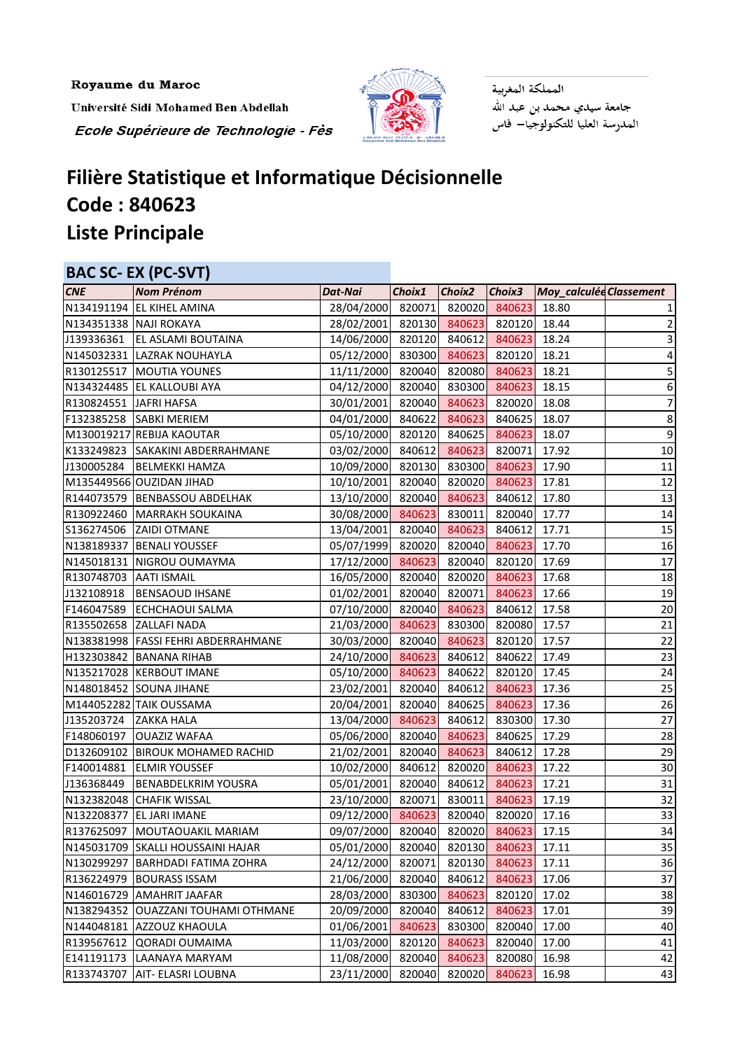Royaume du Maroc

Université Sidi Mohamed Ben Abdellah

*Ecole Supérieure de Technologie - Fès*

المملكة المغربية

جامعة سيدي محمد بن عبد الله

المدرسة العليا للتكنولوجيا– فاس

# Filière Statistique et Informatique Décisionnelle
# Code : 840623
# Liste Principale

## BAC SC- EX (PC-SVT)

| CNE | Nom Prénom | Dat-Nai | Choix1 | Choix2 | Choix3 | Moy_calculée | Classement |
|---|---|---|---|---|---|---|---|
| N134191194 | EL KIHEL AMINA | 28/04/2000 | 820071 | 820020 | 840623 | 18.80 | 1 |
| N134351338 | NAJI ROKAYA | 28/02/2001 | 820130 | 840623 | 820120 | 18.44 | 2 |
| J139336361 | EL ASLAMI BOUTAINA | 14/06/2000 | 820120 | 840612 | 840623 | 18.24 | 3 |
| N145032331 | LAZRAK NOUHAYLA | 05/12/2000 | 830300 | 840623 | 820120 | 18.21 | 4 |
| R130125517 | MOUTIA YOUNES | 11/11/2000 | 820040 | 820080 | 840623 | 18.21 | 5 |
| N134324485 | EL KALLOUBI AYA | 04/12/2000 | 820040 | 830300 | 840623 | 18.15 | 6 |
| R130824551 | JAFRI HAFSA | 30/01/2001 | 820040 | 840623 | 820020 | 18.08 | 7 |
| F132385258 | SABKI MERIEM | 04/01/2000 | 840622 | 840623 | 840625 | 18.07 | 8 |
| M130019217 | REBIJA KAOUTAR | 05/10/2000 | 820120 | 840625 | 840623 | 18.07 | 9 |
| K133249823 | SAKAKINI ABDERRAHMANE | 03/02/2000 | 840612 | 840623 | 820071 | 17.92 | 10 |
| J130005284 | BELMEKKI HAMZA | 10/09/2000 | 820130 | 830300 | 840623 | 17.90 | 11 |
| M135449566 | OUZIDAN JIHAD | 10/10/2001 | 820040 | 820020 | 840623 | 17.81 | 12 |
| R144073579 | BENBASSOU ABDELHAK | 13/10/2000 | 820040 | 840623 | 840612 | 17.80 | 13 |
| R130922460 | MARRAKH SOUKAINA | 30/08/2000 | 840623 | 830011 | 820040 | 17.77 | 14 |
| S136274506 | ZAIDI OTMANE | 13/04/2001 | 820040 | 840623 | 840612 | 17.71 | 15 |
| N138189337 | BENALI YOUSSEF | 05/07/1999 | 820020 | 820040 | 840623 | 17.70 | 16 |
| N145018131 | NIGROU OUMAYMA | 17/12/2000 | 840623 | 820040 | 820120 | 17.69 | 17 |
| R130748703 | AATI ISMAIL | 16/05/2000 | 820040 | 820020 | 840623 | 17.68 | 18 |
| J132108918 | BENSAOUD IHSANE | 01/02/2001 | 820040 | 820071 | 840623 | 17.66 | 19 |
| F146047589 | ECHCHAOUI SALMA | 07/10/2000 | 820040 | 840623 | 840612 | 17.58 | 20 |
| R135502658 | ZALLAFI NADA | 21/03/2000 | 840623 | 830300 | 820080 | 17.57 | 21 |
| N138381998 | FASSI FEHRI ABDERRAHMANE | 30/03/2000 | 820040 | 840623 | 820120 | 17.57 | 22 |
| H132303842 | BANANA RIHAB | 24/10/2000 | 840623 | 840612 | 840622 | 17.49 | 23 |
| N135217028 | KERBOUT IMANE | 05/10/2000 | 840623 | 840622 | 820120 | 17.45 | 24 |
| N148018452 | SOUNA JIHANE | 23/02/2001 | 820040 | 840612 | 840623 | 17.36 | 25 |
| M144052282 | TAIK OUSSAMA | 20/04/2001 | 820040 | 840625 | 840623 | 17.36 | 26 |
| J135203724 | ZAKKA HALA | 13/04/2000 | 840623 | 840612 | 830300 | 17.30 | 27 |
| F148060197 | OUAZIZ WAFAA | 05/06/2000 | 820040 | 840623 | 840625 | 17.29 | 28 |
| D132609102 | BIROUK MOHAMED RACHID | 21/02/2001 | 820040 | 840623 | 840612 | 17.28 | 29 |
| F140014881 | ELMIR YOUSSEF | 10/02/2000 | 840612 | 820020 | 840623 | 17.22 | 30 |
| J136368449 | BENABDELKRIM YOUSRA | 05/01/2001 | 820040 | 840612 | 840623 | 17.21 | 31 |
| N132382048 | CHAFIK WISSAL | 23/10/2000 | 820071 | 830011 | 840623 | 17.19 | 32 |
| N132208377 | EL JARI IMANE | 09/12/2000 | 840623 | 820040 | 820020 | 17.16 | 33 |
| R137625097 | MOUTAOUAKIL MARIAM | 09/07/2000 | 820040 | 820020 | 840623 | 17.15 | 34 |
| N145031709 | SKALLI HOUSSAINI HAJAR | 05/01/2000 | 820040 | 820130 | 840623 | 17.11 | 35 |
| N130299297 | BARHDADI FATIMA ZOHRA | 24/12/2000 | 820071 | 820130 | 840623 | 17.11 | 36 |
| R136224979 | BOURASS ISSAM | 21/06/2000 | 820040 | 840612 | 840623 | 17.06 | 37 |
| N146016729 | AMAHRIT JAAFAR | 28/03/2000 | 830300 | 840623 | 820120 | 17.02 | 38 |
| N138294352 | OUAZZANI TOUHAMI OTHMANE | 20/09/2000 | 820040 | 840612 | 840623 | 17.01 | 39 |
| N144048181 | AZZOUZ KHAOULA | 01/06/2001 | 840623 | 830300 | 820040 | 17.00 | 40 |
| R139567612 | QORADI OUMAIMA | 11/03/2000 | 820120 | 840623 | 820040 | 17.00 | 41 |
| E141191173 | LAANAYA MARYAM | 11/08/2000 | 820040 | 840623 | 820080 | 16.98 | 42 |
| R133743707 | AIT- ELASRI LOUBNA | 23/11/2000 | 820040 | 820020 | 840623 | 16.98 | 43 |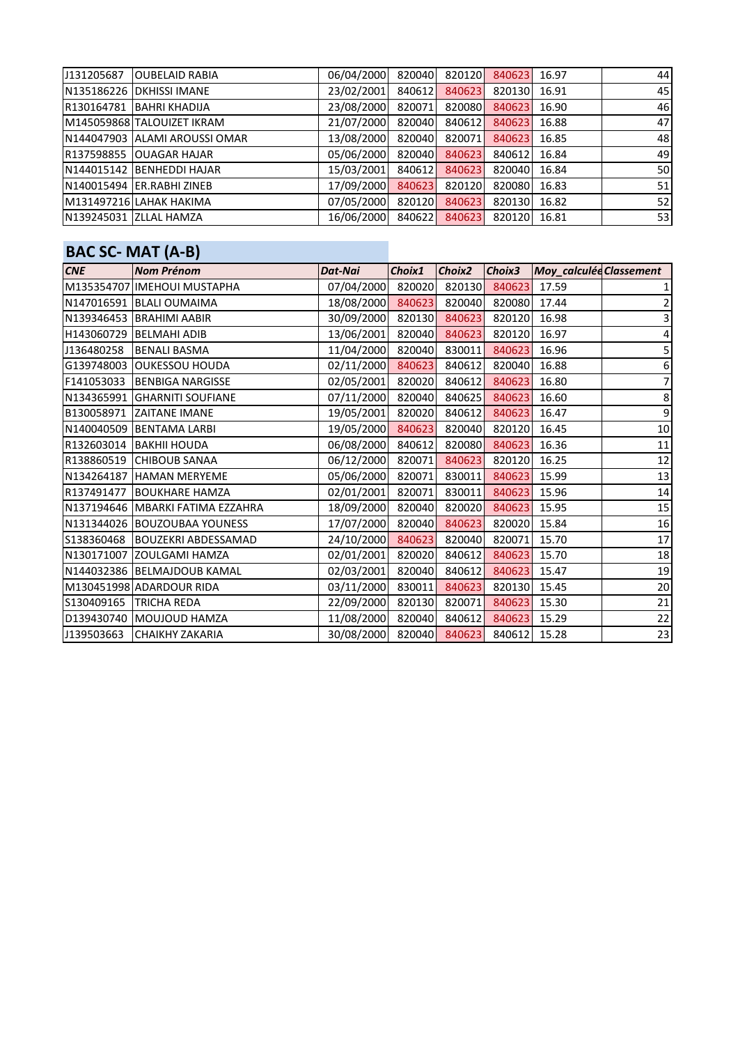| | | | | | | | |
|---|---|---|---|---|---|---|---|
| J131205687 | OUBELAID RABIA | 06/04/2000 | 820040 | 820120 | 840623 | 16.97 | 44 |
| N135186226 | DKHISSI IMANE | 23/02/2001 | 840612 | 840623 | 820130 | 16.91 | 45 |
| R130164781 | BAHRI KHADIJA | 23/08/2000 | 820071 | 820080 | 840623 | 16.90 | 46 |
| M145059868 | TALOUIZET IKRAM | 21/07/2000 | 820040 | 840612 | 840623 | 16.88 | 47 |
| N144047903 | ALAMI AROUSSI OMAR | 13/08/2000 | 820040 | 820071 | 840623 | 16.85 | 48 |
| R137598855 | OUAGAR HAJAR | 05/06/2000 | 820040 | 840623 | 840612 | 16.84 | 49 |
| N144015142 | BENHEDDI HAJAR | 15/03/2001 | 840612 | 840623 | 820040 | 16.84 | 50 |
| N140015494 | ER.RABHI ZINEB | 17/09/2000 | 840623 | 820120 | 820080 | 16.83 | 51 |
| M131497216 | LAHAK HAKIMA | 07/05/2000 | 820120 | 840623 | 820130 | 16.82 | 52 |
| N139245031 | ZLLAL HAMZA | 16/06/2000 | 840622 | 840623 | 820120 | 16.81 | 53 |

## BAC SC- MAT (A-B)

| *CNE* | *Nom Prénom* | *Dat-Nai* | *Choix1* | *Choix2* | *Choix3* | *Moy_calculée* | *Classement* |
|---|---|---|---|---|---|---|---|
| M135354707 | IMEHOUI MUSTAPHA | 07/04/2000 | 820020 | 820130 | 840623 | 17.59 | 1 |
| N147016591 | BLALI OUMAIMA | 18/08/2000 | 840623 | 820040 | 820080 | 17.44 | 2 |
| N139346453 | BRAHIMI AABIR | 30/09/2000 | 820130 | 840623 | 820120 | 16.98 | 3 |
| H143060729 | BELMAHI ADIB | 13/06/2001 | 820040 | 840623 | 820120 | 16.97 | 4 |
| J136480258 | BENALI BASMA | 11/04/2000 | 820040 | 830011 | 840623 | 16.96 | 5 |
| G139748003 | OUKESSOU HOUDA | 02/11/2000 | 840623 | 840612 | 820040 | 16.88 | 6 |
| F141053033 | BENBIGA NARGISSE | 02/05/2001 | 820020 | 840612 | 840623 | 16.80 | 7 |
| N134365991 | GHARNITI SOUFIANE | 07/11/2000 | 820040 | 840625 | 840623 | 16.60 | 8 |
| B130058971 | ZAITANE IMANE | 19/05/2001 | 820020 | 840612 | 840623 | 16.47 | 9 |
| N140040509 | BENTAMA LARBI | 19/05/2000 | 840623 | 820040 | 820120 | 16.45 | 10 |
| R132603014 | BAKHII HOUDA | 06/08/2000 | 840612 | 820080 | 840623 | 16.36 | 11 |
| R138860519 | CHIBOUB SANAA | 06/12/2000 | 820071 | 840623 | 820120 | 16.25 | 12 |
| N134264187 | HAMAN MERYEME | 05/06/2000 | 820071 | 830011 | 840623 | 15.99 | 13 |
| R137491477 | BOUKHARE HAMZA | 02/01/2001 | 820071 | 830011 | 840623 | 15.96 | 14 |
| N137194646 | MBARKI FATIMA EZZAHRA | 18/09/2000 | 820040 | 820020 | 840623 | 15.95 | 15 |
| N131344026 | BOUZOUBAA YOUNESS | 17/07/2000 | 820040 | 840623 | 820020 | 15.84 | 16 |
| S138360468 | BOUZEKRI ABDESSAMAD | 24/10/2000 | 840623 | 820040 | 820071 | 15.70 | 17 |
| N130171007 | ZOULGAMI HAMZA | 02/01/2001 | 820020 | 840612 | 840623 | 15.70 | 18 |
| N144032386 | BELMAJDOUB KAMAL | 02/03/2001 | 820040 | 840612 | 840623 | 15.47 | 19 |
| M130451998 | ADARDOUR RIDA | 03/11/2000 | 830011 | 840623 | 820130 | 15.45 | 20 |
| S130409165 | TRICHA REDA | 22/09/2000 | 820130 | 820071 | 840623 | 15.30 | 21 |
| D139430740 | MOUJOUD HAMZA | 11/08/2000 | 820040 | 840612 | 840623 | 15.29 | 22 |
| J139503663 | CHAIKHY ZAKARIA | 30/08/2000 | 820040 | 840623 | 840612 | 15.28 | 23 |